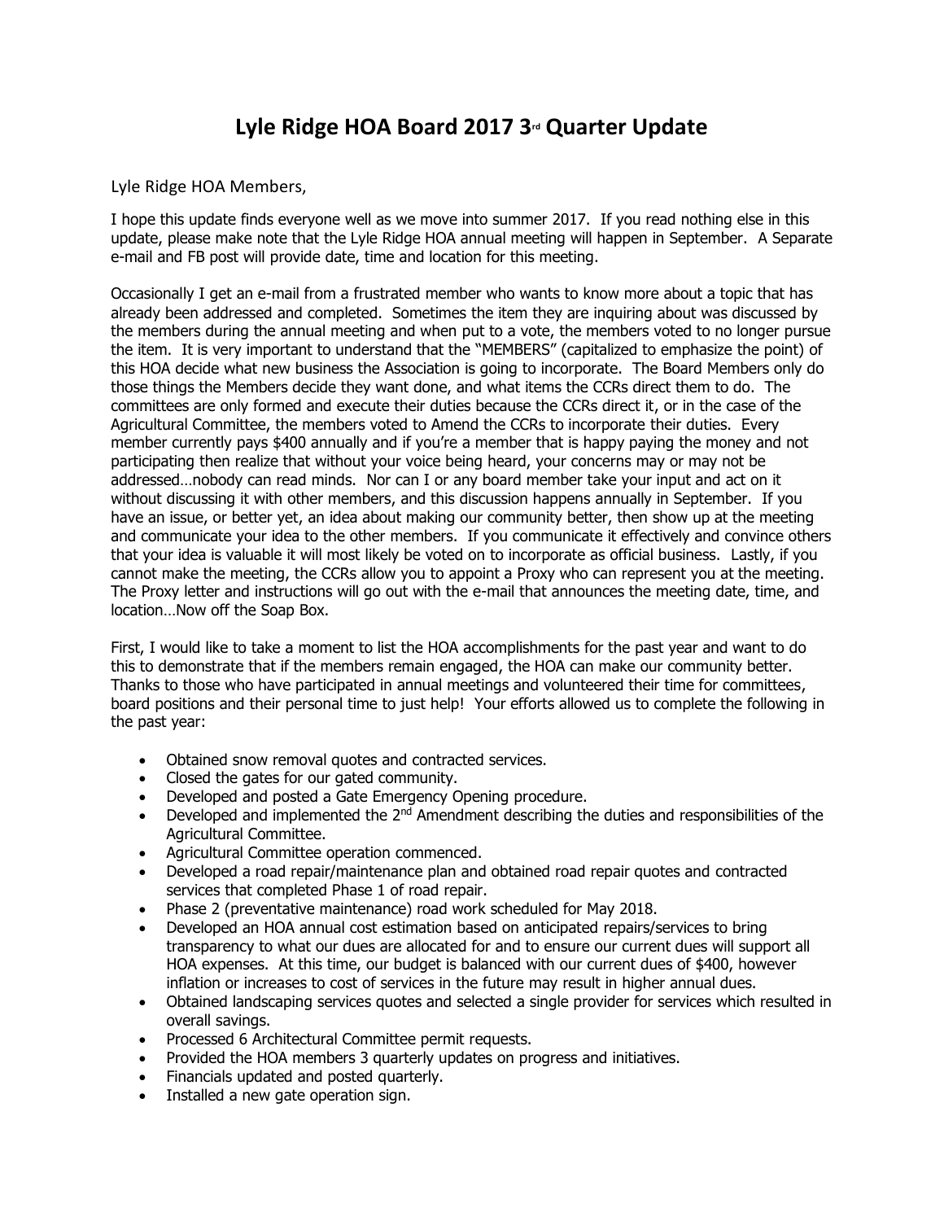# Lyle Ridge HOA Board 2017 3rd Quarter Update

Lyle Ridge HOA Members,

I hope this update finds everyone well as we move into summer 2017. If you read nothing else in this update, please make note that the Lyle Ridge HOA annual meeting will happen in September. A Separate e-mail and FB post will provide date, time and location for this meeting.

Occasionally I get an e-mail from a frustrated member who wants to know more about a topic that has already been addressed and completed. Sometimes the item they are inquiring about was discussed by the members during the annual meeting and when put to a vote, the members voted to no longer pursue the item. It is very important to understand that the "MEMBERS" (capitalized to emphasize the point) of this HOA decide what new business the Association is going to incorporate. The Board Members only do those things the Members decide they want done, and what items the CCRs direct them to do. The committees are only formed and execute their duties because the CCRs direct it, or in the case of the Agricultural Committee, the members voted to Amend the CCRs to incorporate their duties. Every member currently pays $400 annually and if you're a member that is happy paying the money and not participating then realize that without your voice being heard, your concerns may or may not be addressed…nobody can read minds. Nor can I or any board member take your input and act on it without discussing it with other members, and this discussion happens annually in September. If you have an issue, or better yet, an idea about making our community better, then show up at the meeting and communicate your idea to the other members. If you communicate it effectively and convince others that your idea is valuable it will most likely be voted on to incorporate as official business. Lastly, if you cannot make the meeting, the CCRs allow you to appoint a Proxy who can represent you at the meeting. The Proxy letter and instructions will go out with the e-mail that announces the meeting date, time, and location…Now off the Soap Box.

First, I would like to take a moment to list the HOA accomplishments for the past year and want to do this to demonstrate that if the members remain engaged, the HOA can make our community better. Thanks to those who have participated in annual meetings and volunteered their time for committees, board positions and their personal time to just help! Your efforts allowed us to complete the following in the past year:

- Obtained snow removal quotes and contracted services.
- Closed the gates for our gated community.
- Developed and posted a Gate Emergency Opening procedure.
- Developed and implemented the 2nd Amendment describing the duties and responsibilities of the Agricultural Committee.
- Agricultural Committee operation commenced.
- Developed a road repair/maintenance plan and obtained road repair quotes and contracted services that completed Phase 1 of road repair.
- Phase 2 (preventative maintenance) road work scheduled for May 2018.
- Developed an HOA annual cost estimation based on anticipated repairs/services to bring transparency to what our dues are allocated for and to ensure our current dues will support all HOA expenses. At this time, our budget is balanced with our current dues of $400, however inflation or increases to cost of services in the future may result in higher annual dues.
- Obtained landscaping services quotes and selected a single provider for services which resulted in overall savings.
- Processed 6 Architectural Committee permit requests.
- Provided the HOA members 3 quarterly updates on progress and initiatives.
- Financials updated and posted quarterly.
- Installed a new gate operation sign.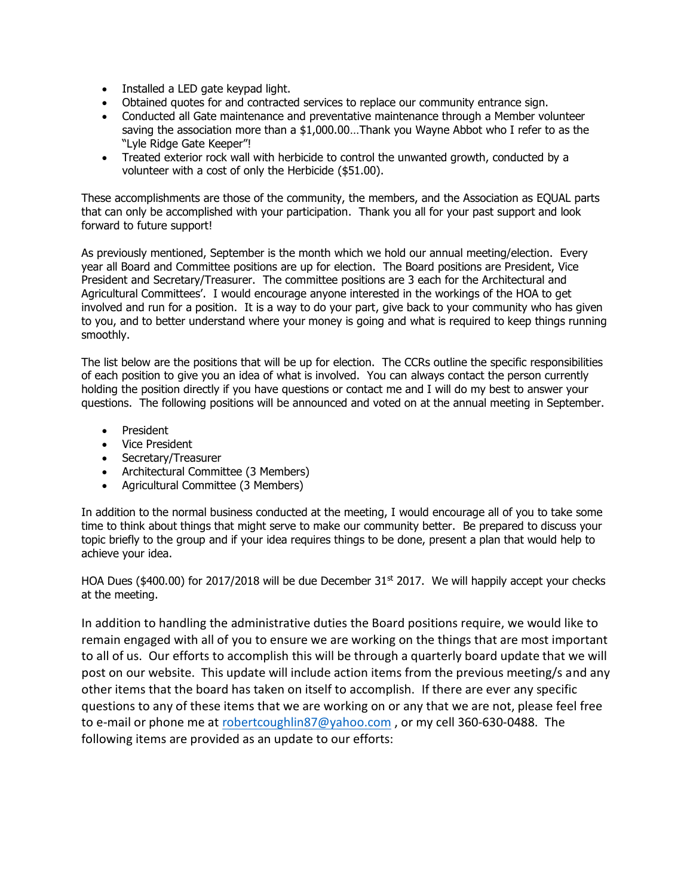- Installed a LED gate keypad light.
- Obtained quotes for and contracted services to replace our community entrance sign.
- Conducted all Gate maintenance and preventative maintenance through a Member volunteer saving the association more than a $1,000.00…Thank you Wayne Abbot who I refer to as the "Lyle Ridge Gate Keeper"!
- Treated exterior rock wall with herbicide to control the unwanted growth, conducted by a volunteer with a cost of only the Herbicide ($51.00).

These accomplishments are those of the community, the members, and the Association as EQUAL parts that can only be accomplished with your participation. Thank you all for your past support and look forward to future support!

As previously mentioned, September is the month which we hold our annual meeting/election. Every year all Board and Committee positions are up for election. The Board positions are President, Vice President and Secretary/Treasurer. The committee positions are 3 each for the Architectural and Agricultural Committees'. I would encourage anyone interested in the workings of the HOA to get involved and run for a position. It is a way to do your part, give back to your community who has given to you, and to better understand where your money is going and what is required to keep things running smoothly.

The list below are the positions that will be up for election. The CCRs outline the specific responsibilities of each position to give you an idea of what is involved. You can always contact the person currently holding the position directly if you have questions or contact me and I will do my best to answer your questions. The following positions will be announced and voted on at the annual meeting in September.

- President
- Vice President
- Secretary/Treasurer
- Architectural Committee (3 Members)
- Agricultural Committee (3 Members)

In addition to the normal business conducted at the meeting, I would encourage all of you to take some time to think about things that might serve to make our community better. Be prepared to discuss your topic briefly to the group and if your idea requires things to be done, present a plan that would help to achieve your idea.

HOA Dues ($400.00) for 2017/2018 will be due December 31st 2017. We will happily accept your checks at the meeting.

In addition to handling the administrative duties the Board positions require, we would like to remain engaged with all of you to ensure we are working on the things that are most important to all of us. Our efforts to accomplish this will be through a quarterly board update that we will post on our website. This update will include action items from the previous meeting/s and any other items that the board has taken on itself to accomplish. If there are ever any specific questions to any of these items that we are working on or any that we are not, please feel free to e-mail or phone me at robertcoughlin87@yahoo.com , or my cell 360-630-0488. The following items are provided as an update to our efforts: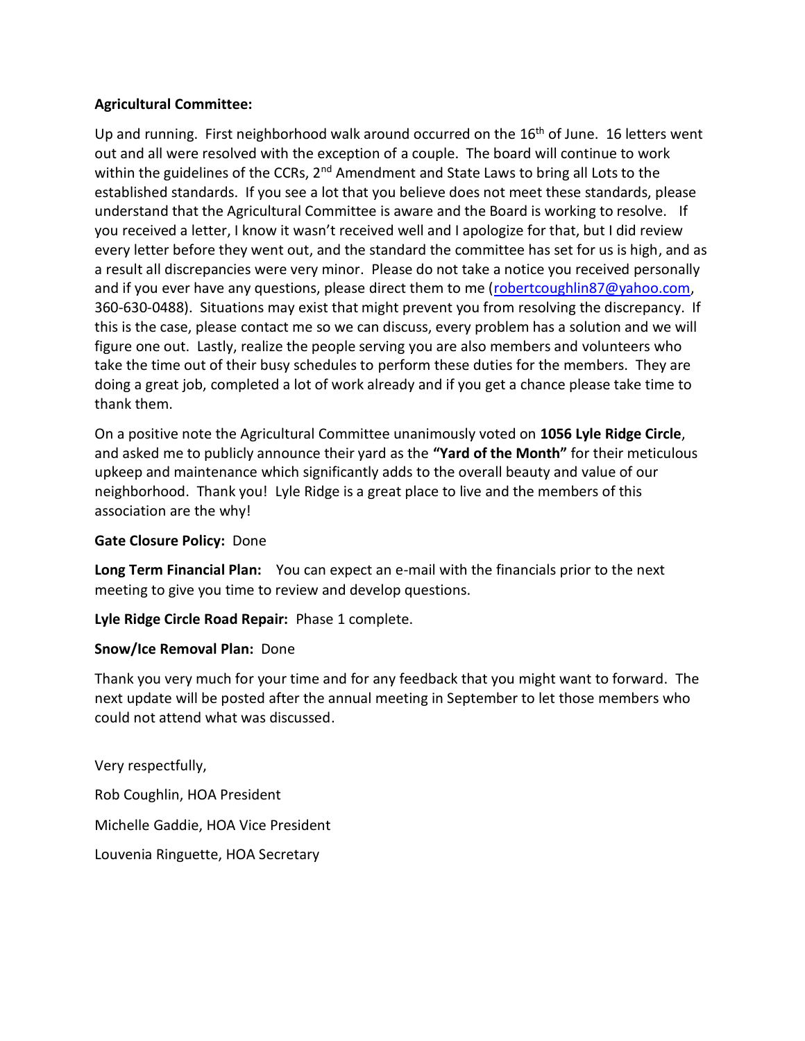**Agricultural Committee:**

Up and running. First neighborhood walk around occurred on the 16th of June. 16 letters went out and all were resolved with the exception of a couple. The board will continue to work within the guidelines of the CCRs, 2nd Amendment and State Laws to bring all Lots to the established standards. If you see a lot that you believe does not meet these standards, please understand that the Agricultural Committee is aware and the Board is working to resolve. If you received a letter, I know it wasn't received well and I apologize for that, but I did review every letter before they went out, and the standard the committee has set for us is high, and as a result all discrepancies were very minor. Please do not take a notice you received personally and if you ever have any questions, please direct them to me (robertcoughlin87@yahoo.com, 360-630-0488). Situations may exist that might prevent you from resolving the discrepancy. If this is the case, please contact me so we can discuss, every problem has a solution and we will figure one out. Lastly, realize the people serving you are also members and volunteers who take the time out of their busy schedules to perform these duties for the members. They are doing a great job, completed a lot of work already and if you get a chance please take time to thank them.

On a positive note the Agricultural Committee unanimously voted on **1056 Lyle Ridge Circle**, and asked me to publicly announce their yard as the **"Yard of the Month"** for their meticulous upkeep and maintenance which significantly adds to the overall beauty and value of our neighborhood. Thank you! Lyle Ridge is a great place to live and the members of this association are the why!

**Gate Closure Policy:** Done

**Long Term Financial Plan:** You can expect an e-mail with the financials prior to the next meeting to give you time to review and develop questions.

**Lyle Ridge Circle Road Repair:** Phase 1 complete.

**Snow/Ice Removal Plan:** Done

Thank you very much for your time and for any feedback that you might want to forward. The next update will be posted after the annual meeting in September to let those members who could not attend what was discussed.

Very respectfully,

Rob Coughlin, HOA President

Michelle Gaddie, HOA Vice President

Louvenia Ringuette, HOA Secretary